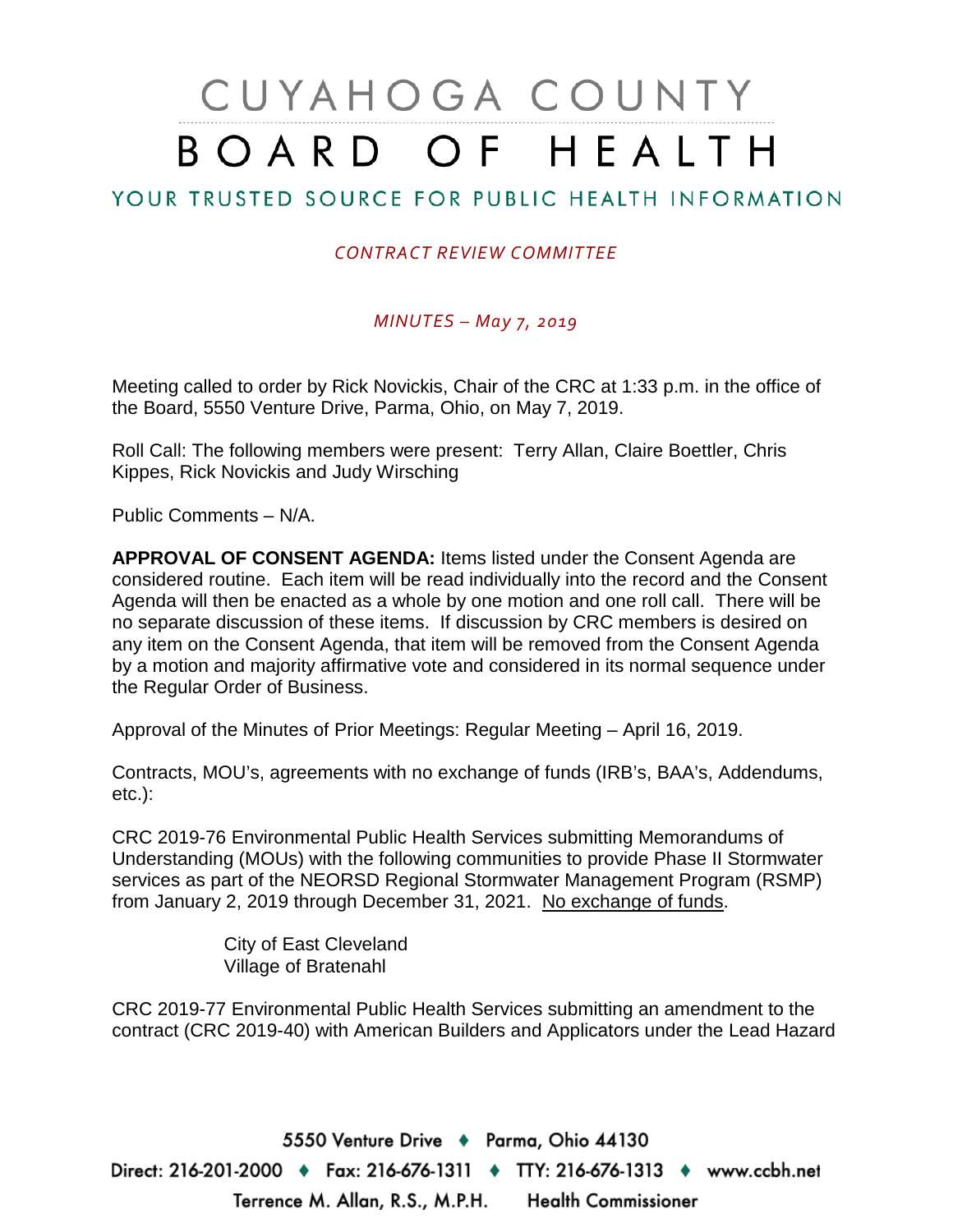# CUYAHOGA COUNTY BOARD OF HEALTH

## YOUR TRUSTED SOURCE FOR PUBLIC HEALTH INFORMATION

*CONTRACT REVIEW COMMITTEE*

*MINUTES – May 7, 2019*

Meeting called to order by Rick Novickis, Chair of the CRC at 1:33 p.m. in the office of the Board, 5550 Venture Drive, Parma, Ohio, on May 7, 2019.

Roll Call: The following members were present: Terry Allan, Claire Boettler, Chris Kippes, Rick Novickis and Judy Wirsching

Public Comments – N/A.

**APPROVAL OF CONSENT AGENDA:** Items listed under the Consent Agenda are considered routine. Each item will be read individually into the record and the Consent Agenda will then be enacted as a whole by one motion and one roll call. There will be no separate discussion of these items. If discussion by CRC members is desired on any item on the Consent Agenda, that item will be removed from the Consent Agenda by a motion and majority affirmative vote and considered in its normal sequence under the Regular Order of Business.

Approval of the Minutes of Prior Meetings: Regular Meeting – April 16, 2019.

Contracts, MOU's, agreements with no exchange of funds (IRB's, BAA's, Addendums, etc.):

CRC 2019-76 Environmental Public Health Services submitting Memorandums of Understanding (MOUs) with the following communities to provide Phase II Stormwater services as part of the NEORSD Regional Stormwater Management Program (RSMP) from January 2, 2019 through December 31, 2021. No exchange of funds.

City of East Cleveland
Village of Bratenahl

CRC 2019-77 Environmental Public Health Services submitting an amendment to the contract (CRC 2019-40) with American Builders and Applicators under the Lead Hazard

5550 Venture Drive ♦ Parma, Ohio 44130
Direct: 216-201-2000 ♦ Fax: 216-676-1311 ♦ TTY: 216-676-1313 ♦ www.ccbh.net
Terrence M. Allan, R.S., M.P.H. Health Commissioner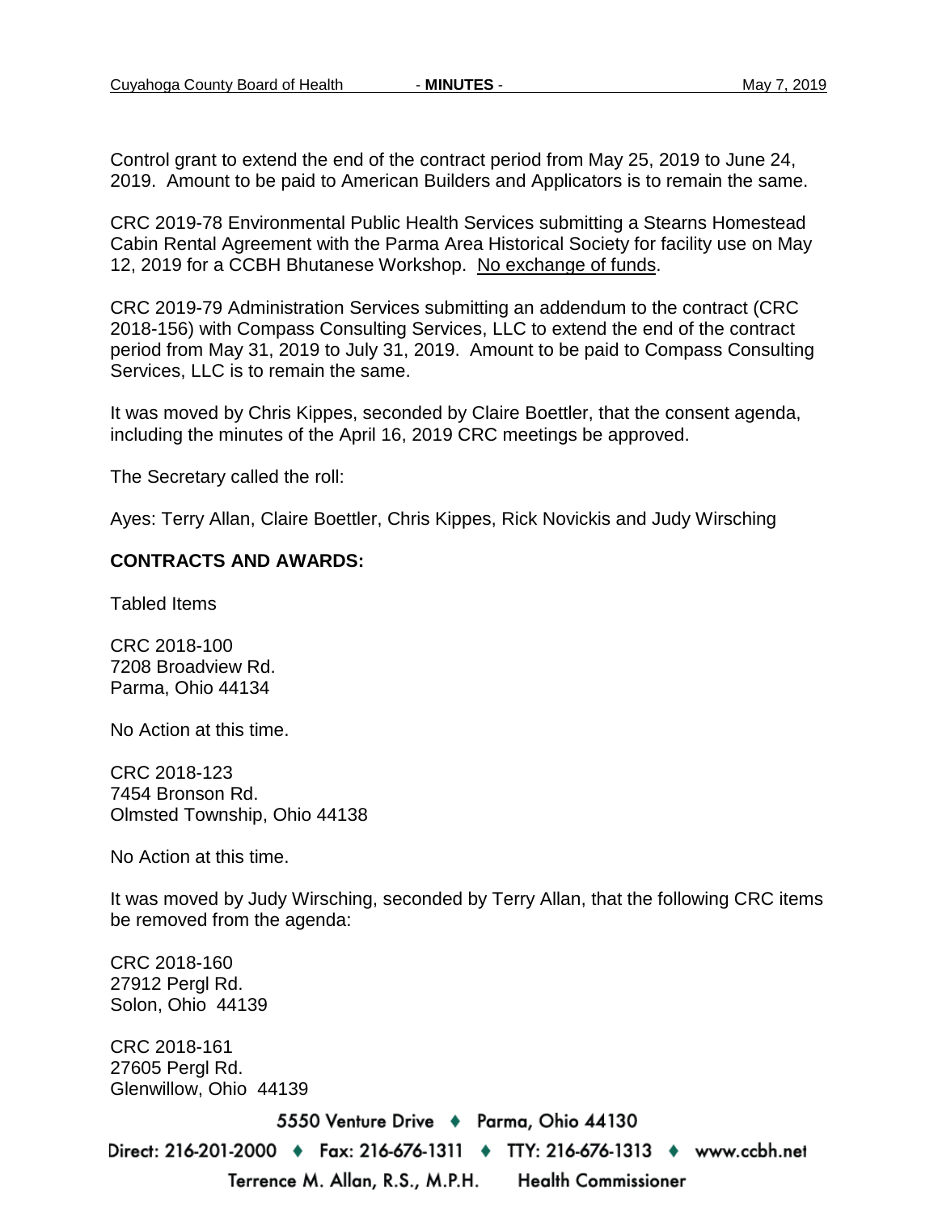Control grant to extend the end of the contract period from May 25, 2019 to June 24, 2019. Amount to be paid to American Builders and Applicators is to remain the same.

CRC 2019-78 Environmental Public Health Services submitting a Stearns Homestead Cabin Rental Agreement with the Parma Area Historical Society for facility use on May 12, 2019 for a CCBH Bhutanese Workshop. No exchange of funds.

CRC 2019-79 Administration Services submitting an addendum to the contract (CRC 2018-156) with Compass Consulting Services, LLC to extend the end of the contract period from May 31, 2019 to July 31, 2019. Amount to be paid to Compass Consulting Services, LLC is to remain the same.

It was moved by Chris Kippes, seconded by Claire Boettler, that the consent agenda, including the minutes of the April 16, 2019 CRC meetings be approved.

The Secretary called the roll:

Ayes: Terry Allan, Claire Boettler, Chris Kippes, Rick Novickis and Judy Wirsching

**CONTRACTS AND AWARDS:**

Tabled Items

CRC 2018-100
7208 Broadview Rd.
Parma, Ohio 44134

No Action at this time.

CRC 2018-123
7454 Bronson Rd.
Olmsted Township, Ohio 44138

No Action at this time.

It was moved by Judy Wirsching, seconded by Terry Allan, that the following CRC items be removed from the agenda:

CRC 2018-160
27912 Pergl Rd.
Solon, Ohio 44139

CRC 2018-161
27605 Pergl Rd.
Glenwillow, Ohio 44139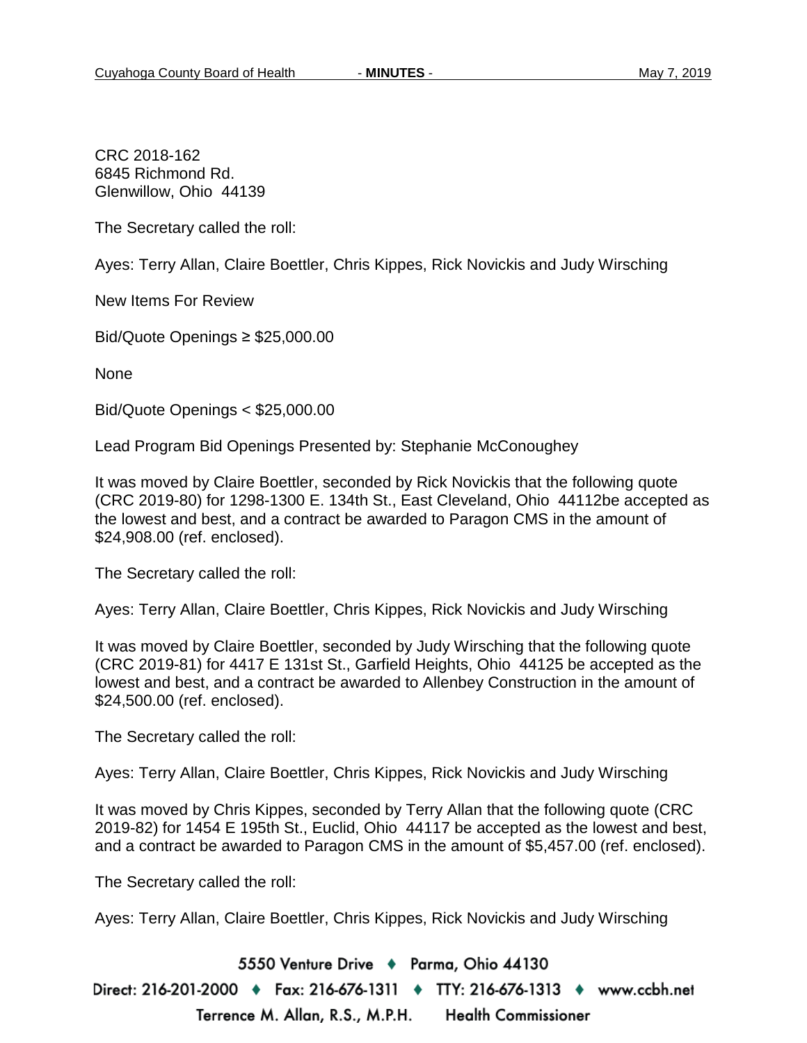CRC 2018-162
6845 Richmond Rd.
Glenwillow, Ohio 44139

The Secretary called the roll:

Ayes: Terry Allan, Claire Boettler, Chris Kippes, Rick Novickis and Judy Wirsching

New Items For Review

Bid/Quote Openings ≥ $25,000.00

None

Bid/Quote Openings < $25,000.00

Lead Program Bid Openings Presented by: Stephanie McConoughey

It was moved by Claire Boettler, seconded by Rick Novickis that the following quote (CRC 2019-80) for 1298-1300 E. 134th St., East Cleveland, Ohio 44112be accepted as the lowest and best, and a contract be awarded to Paragon CMS in the amount of $24,908.00 (ref. enclosed).

The Secretary called the roll:

Ayes: Terry Allan, Claire Boettler, Chris Kippes, Rick Novickis and Judy Wirsching

It was moved by Claire Boettler, seconded by Judy Wirsching that the following quote (CRC 2019-81) for 4417 E 131st St., Garfield Heights, Ohio 44125 be accepted as the lowest and best, and a contract be awarded to Allenbey Construction in the amount of $24,500.00 (ref. enclosed).

The Secretary called the roll:

Ayes: Terry Allan, Claire Boettler, Chris Kippes, Rick Novickis and Judy Wirsching

It was moved by Chris Kippes, seconded by Terry Allan that the following quote (CRC 2019-82) for 1454 E 195th St., Euclid, Ohio 44117 be accepted as the lowest and best, and a contract be awarded to Paragon CMS in the amount of $5,457.00 (ref. enclosed).

The Secretary called the roll:

Ayes: Terry Allan, Claire Boettler, Chris Kippes, Rick Novickis and Judy Wirsching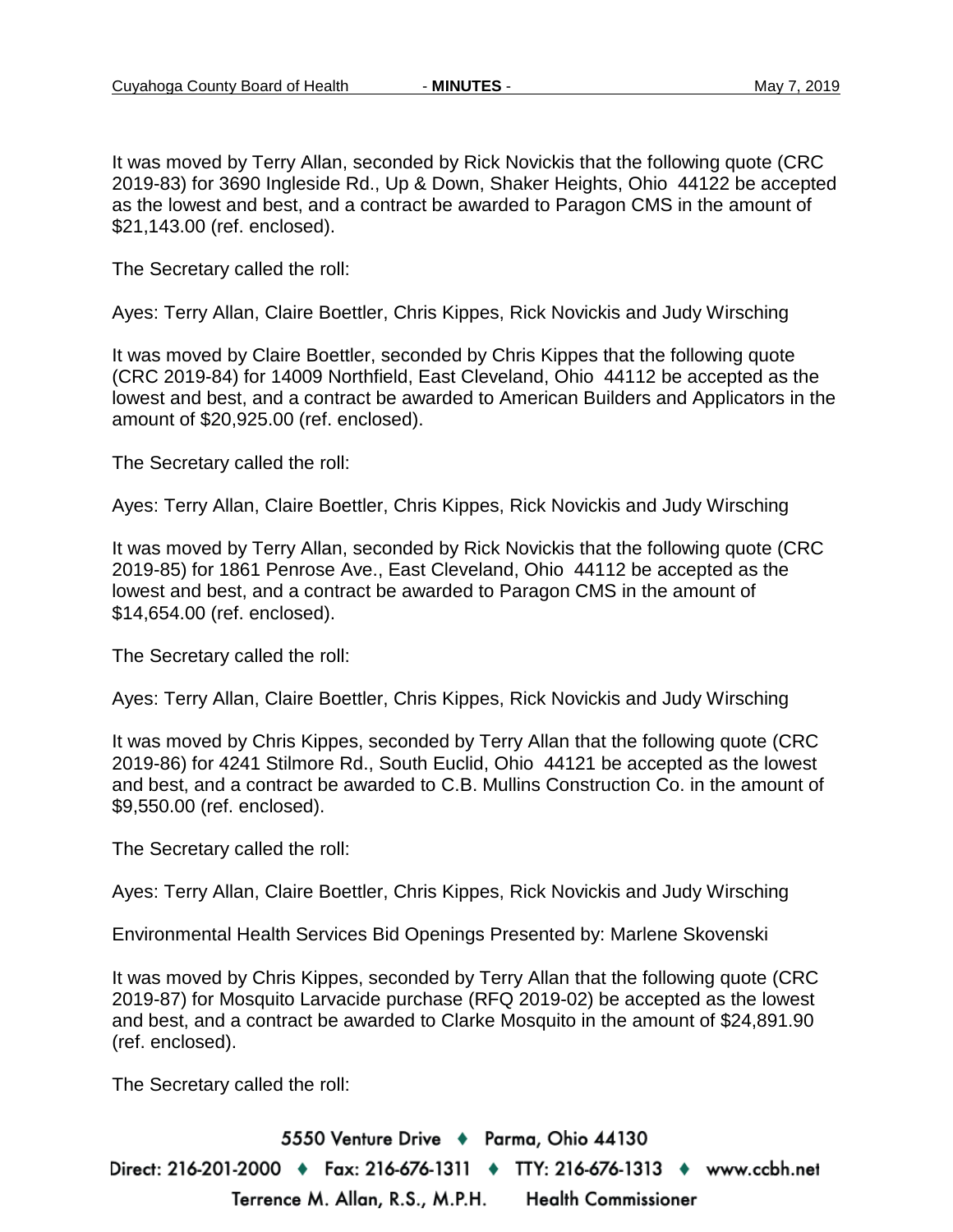It was moved by Terry Allan, seconded by Rick Novickis that the following quote (CRC 2019-83) for 3690 Ingleside Rd., Up & Down, Shaker Heights, Ohio 44122 be accepted as the lowest and best, and a contract be awarded to Paragon CMS in the amount of $21,143.00 (ref. enclosed).

The Secretary called the roll:

Ayes: Terry Allan, Claire Boettler, Chris Kippes, Rick Novickis and Judy Wirsching

It was moved by Claire Boettler, seconded by Chris Kippes that the following quote (CRC 2019-84) for 14009 Northfield, East Cleveland, Ohio 44112 be accepted as the lowest and best, and a contract be awarded to American Builders and Applicators in the amount of $20,925.00 (ref. enclosed).

The Secretary called the roll:

Ayes: Terry Allan, Claire Boettler, Chris Kippes, Rick Novickis and Judy Wirsching

It was moved by Terry Allan, seconded by Rick Novickis that the following quote (CRC 2019-85) for 1861 Penrose Ave., East Cleveland, Ohio 44112 be accepted as the lowest and best, and a contract be awarded to Paragon CMS in the amount of $14,654.00 (ref. enclosed).

The Secretary called the roll:

Ayes: Terry Allan, Claire Boettler, Chris Kippes, Rick Novickis and Judy Wirsching

It was moved by Chris Kippes, seconded by Terry Allan that the following quote (CRC 2019-86) for 4241 Stilmore Rd., South Euclid, Ohio 44121 be accepted as the lowest and best, and a contract be awarded to C.B. Mullins Construction Co. in the amount of $9,550.00 (ref. enclosed).

The Secretary called the roll:

Ayes: Terry Allan, Claire Boettler, Chris Kippes, Rick Novickis and Judy Wirsching

Environmental Health Services Bid Openings Presented by: Marlene Skovenski

It was moved by Chris Kippes, seconded by Terry Allan that the following quote (CRC 2019-87) for Mosquito Larvacide purchase (RFQ 2019-02) be accepted as the lowest and best, and a contract be awarded to Clarke Mosquito in the amount of $24,891.90 (ref. enclosed).

The Secretary called the roll: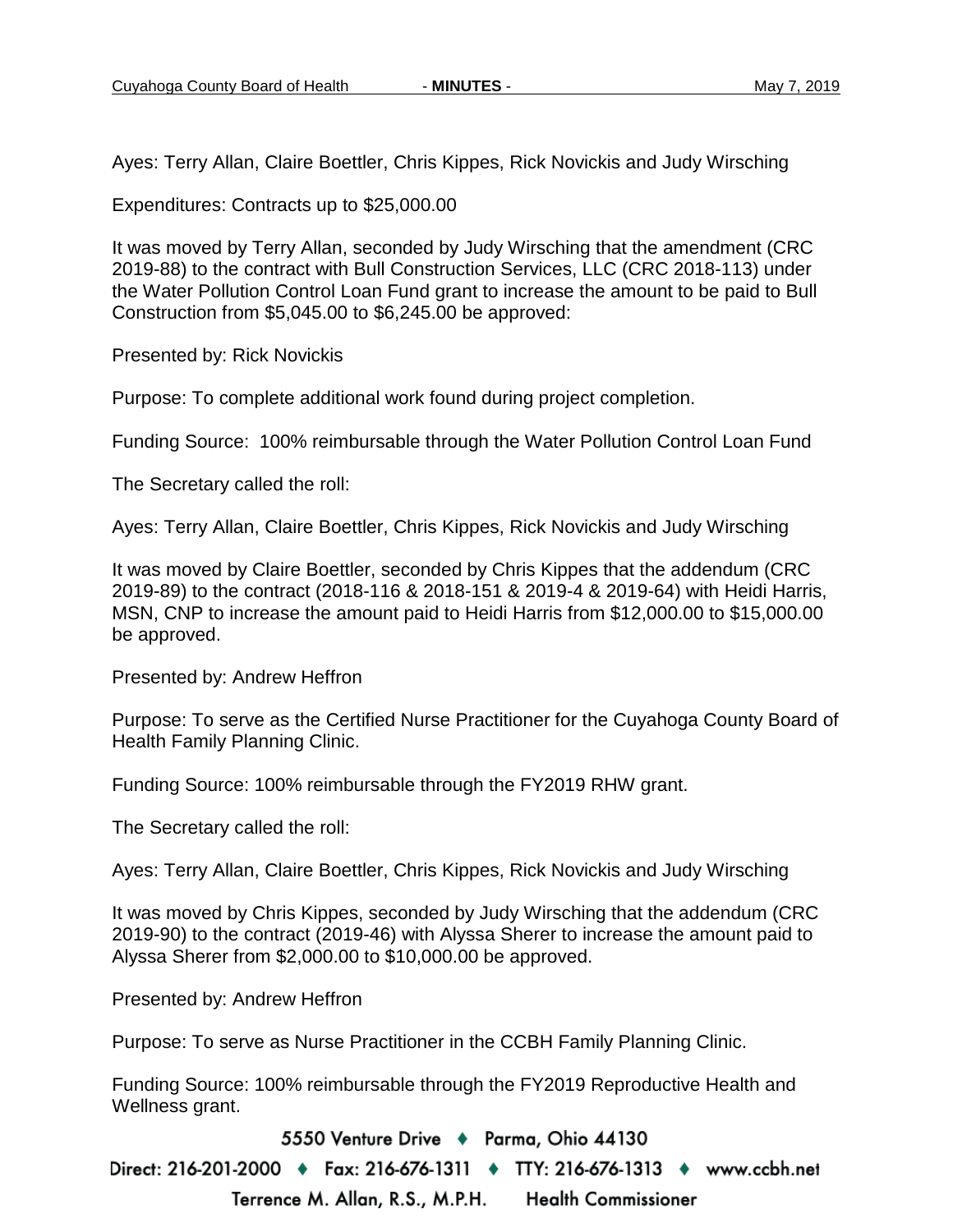Ayes: Terry Allan, Claire Boettler, Chris Kippes, Rick Novickis and Judy Wirsching

Expenditures: Contracts up to $25,000.00

It was moved by Terry Allan, seconded by Judy Wirsching that the amendment (CRC 2019-88) to the contract with Bull Construction Services, LLC (CRC 2018-113) under the Water Pollution Control Loan Fund grant to increase the amount to be paid to Bull Construction from $5,045.00 to $6,245.00 be approved:

Presented by: Rick Novickis

Purpose: To complete additional work found during project completion.

Funding Source: 100% reimbursable through the Water Pollution Control Loan Fund

The Secretary called the roll:

Ayes: Terry Allan, Claire Boettler, Chris Kippes, Rick Novickis and Judy Wirsching

It was moved by Claire Boettler, seconded by Chris Kippes that the addendum (CRC 2019-89) to the contract (2018-116 & 2018-151 & 2019-4 & 2019-64) with Heidi Harris, MSN, CNP to increase the amount paid to Heidi Harris from $12,000.00 to $15,000.00 be approved.

Presented by: Andrew Heffron

Purpose: To serve as the Certified Nurse Practitioner for the Cuyahoga County Board of Health Family Planning Clinic.

Funding Source: 100% reimbursable through the FY2019 RHW grant.

The Secretary called the roll:

Ayes: Terry Allan, Claire Boettler, Chris Kippes, Rick Novickis and Judy Wirsching

It was moved by Chris Kippes, seconded by Judy Wirsching that the addendum (CRC 2019-90) to the contract (2019-46) with Alyssa Sherer to increase the amount paid to Alyssa Sherer from $2,000.00 to $10,000.00 be approved.

Presented by: Andrew Heffron

Purpose: To serve as Nurse Practitioner in the CCBH Family Planning Clinic.

Funding Source: 100% reimbursable through the FY2019 Reproductive Health and Wellness grant.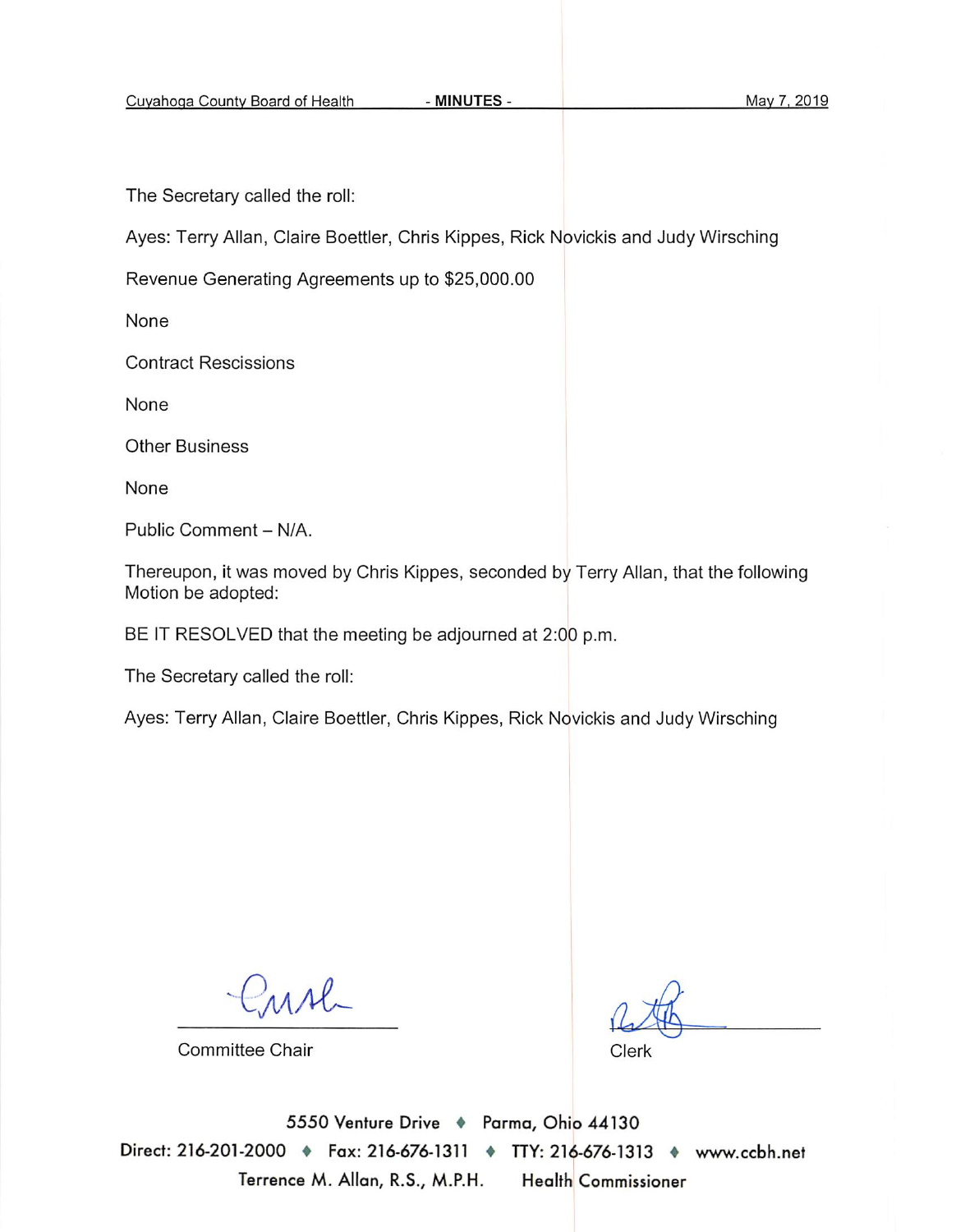The Secretary called the roll:

Ayes: Terry Allan, Claire Boettler, Chris Kippes, Rick Novickis and Judy Wirsching

Revenue Generating Agreements up to $25,000.00

None

Contract Rescissions

None

Other Business

None

Public Comment – N/A.

Thereupon, it was moved by Chris Kippes, seconded by Terry Allan, that the following Motion be adopted:

BE IT RESOLVED that the meeting be adjourned at 2:00 p.m.

The Secretary called the roll:

Ayes: Terry Allan, Claire Boettler, Chris Kippes, Rick Novickis and Judy Wirsching

Committee Chair

Clerk

5550 Venture Drive ♦ Parma, Ohio 44130

Direct: 216-201-2000 ♦ Fax: 216-676-1311 ♦ TTY: 216-676-1313 ♦ www.ccbh.net

Terrence M. Allan, R.S., M.P.H. Health Commissioner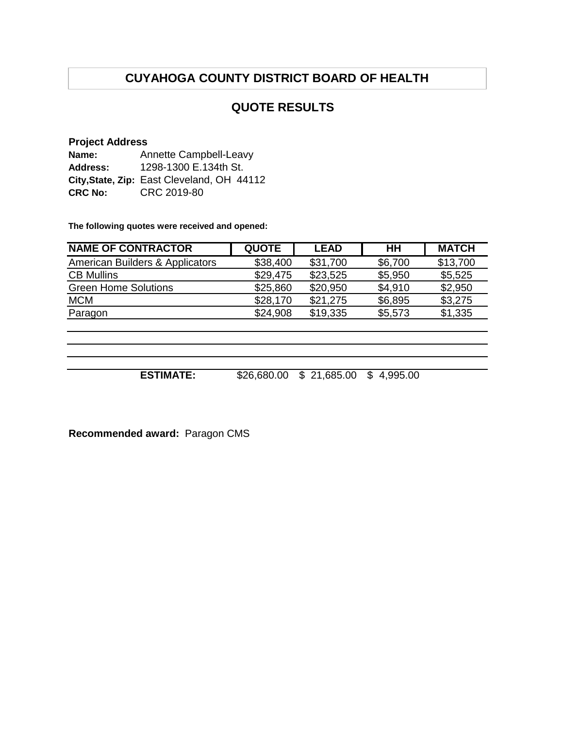# CUYAHOGA COUNTY DISTRICT BOARD OF HEALTH

## QUOTE RESULTS

**Project Address**

**Name:** Annette Campbell-Leavy
**Address:** 1298-1300 E.134th St.
**City,State, Zip:** East Cleveland, OH 44112
**CRC No:** CRC 2019-80

**The following quotes were received and opened:**

| NAME OF CONTRACTOR | QUOTE | LEAD | HH | MATCH |
|---|---|---|---|---|
| American Builders & Applicators | $38,400 | $31,700 | $6,700 | $13,700 |
| CB Mullins | $29,475 | $23,525 | $5,950 | $5,525 |
| Green Home Solutions | $25,860 | $20,950 | $4,910 | $2,950 |
| MCM | $28,170 | $21,275 | $6,895 | $3,275 |
| Paragon | $24,908 | $19,335 | $5,573 | $1,335 |
| | | | | |
| | | | | |
| | | | | |
| **ESTIMATE:** | $26,680.00 | $ 21,685.00 | $ 4,995.00 | |

**Recommended award:** Paragon CMS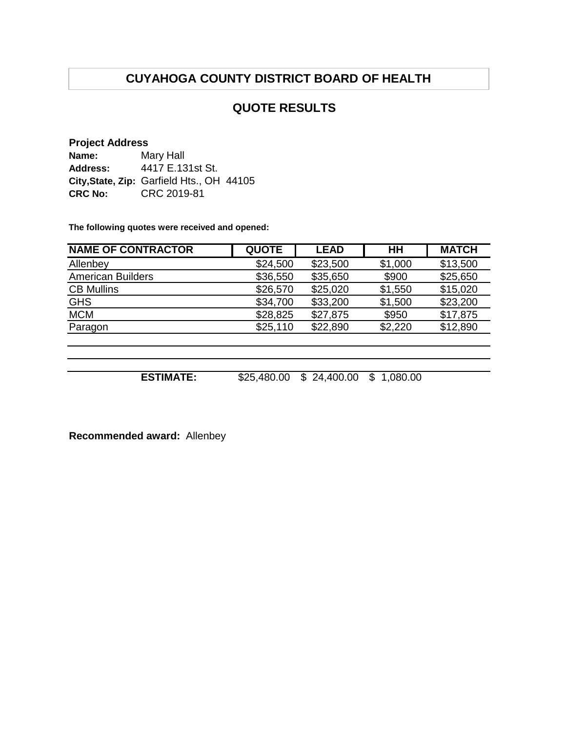# CUYAHOGA COUNTY DISTRICT BOARD OF HEALTH

## QUOTE RESULTS

**Project Address**
**Name:** Mary Hall
**Address:** 4417 E.131st St.
**City,State, Zip:** Garfield Hts., OH 44105
**CRC No:** CRC 2019-81

**The following quotes were received and opened:**

| NAME OF CONTRACTOR | QUOTE | LEAD | HH | MATCH |
|---|---|---|---|---|
| Allenbey | $24,500 | $23,500 | $1,000 | $13,500 |
| American Builders | $36,550 | $35,650 | $900 | $25,650 |
| CB Mullins | $26,570 | $25,020 | $1,550 | $15,020 |
| GHS | $34,700 | $33,200 | $1,500 | $23,200 |
| MCM | $28,825 | $27,875 | $950 | $17,875 |
| Paragon | $25,110 | $22,890 | $2,220 | $12,890 |
| | | | | |
| | | | | |
| **ESTIMATE:** | $25,480.00 | $ 24,400.00 | $ 1,080.00 | |

**Recommended award:** Allenbey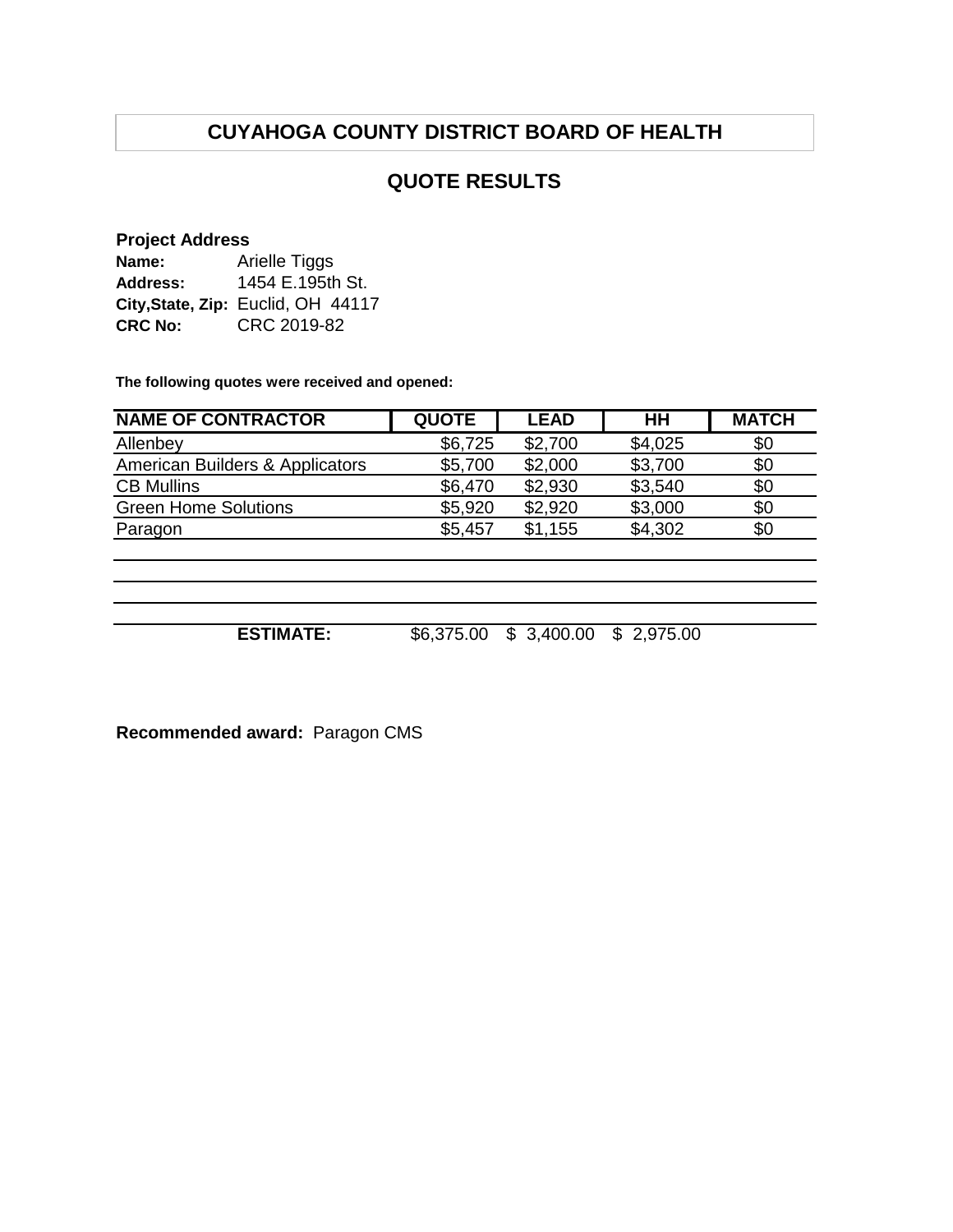# CUYAHOGA COUNTY DISTRICT BOARD OF HEALTH

## QUOTE RESULTS

**Project Address**

**Name:** Arielle Tiggs
**Address:** 1454 E.195th St.
**City,State, Zip:** Euclid, OH 44117
**CRC No:** CRC 2019-82

**The following quotes were received and opened:**

| NAME OF CONTRACTOR | QUOTE | LEAD | HH | MATCH |
|---|---|---|---|---|
| Allenbey | $6,725 | $2,700 | $4,025 | $0 |
| American Builders & Applicators | $5,700 | $2,000 | $3,700 | $0 |
| CB Mullins | $6,470 | $2,930 | $3,540 | $0 |
| Green Home Solutions | $5,920 | $2,920 | $3,000 | $0 |
| Paragon | $5,457 | $1,155 | $4,302 | $0 |
| | | | | |
| | | | | |
| | | | | |
| **ESTIMATE:** | $6,375.00 | $ 3,400.00 | $ 2,975.00 | |

**Recommended award:** Paragon CMS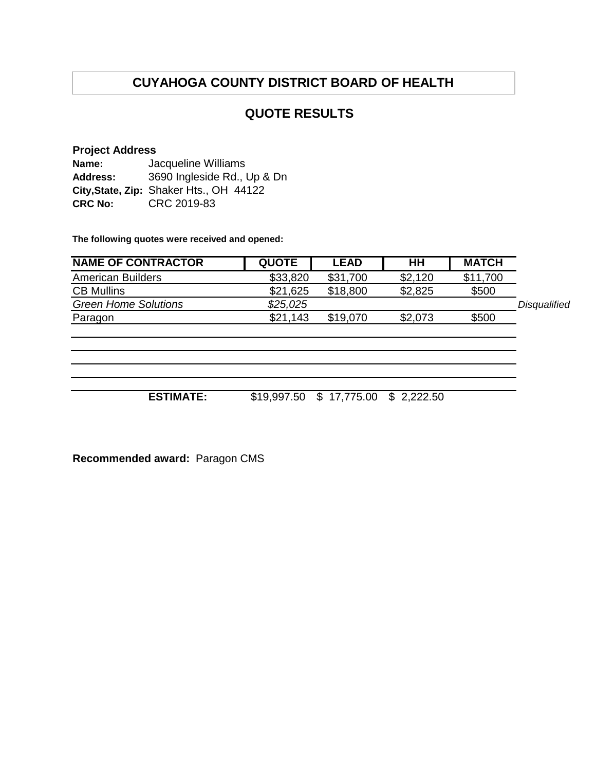# CUYAHOGA COUNTY DISTRICT BOARD OF HEALTH

## QUOTE RESULTS

**Project Address**

**Name:** Jacqueline Williams
**Address:** 3690 Ingleside Rd., Up & Dn
**City,State, Zip:** Shaker Hts., OH 44122
**CRC No:** CRC 2019-83

**The following quotes were received and opened:**

| NAME OF CONTRACTOR | QUOTE | LEAD | HH | MATCH | |
|---|---|---|---|---|---|
| American Builders | $33,820 | $31,700 | $2,120 | $11,700 | |
| CB Mullins | $21,625 | $18,800 | $2,825 | $500 | |
| *Green Home Solutions* | *$25,025* | | | | *Disqualified* |
| Paragon | $21,143 | $19,070 | $2,073 | $500 | |
| **ESTIMATE:** | $19,997.50 | $ 17,775.00 | $ 2,222.50 | | |

**Recommended award:** Paragon CMS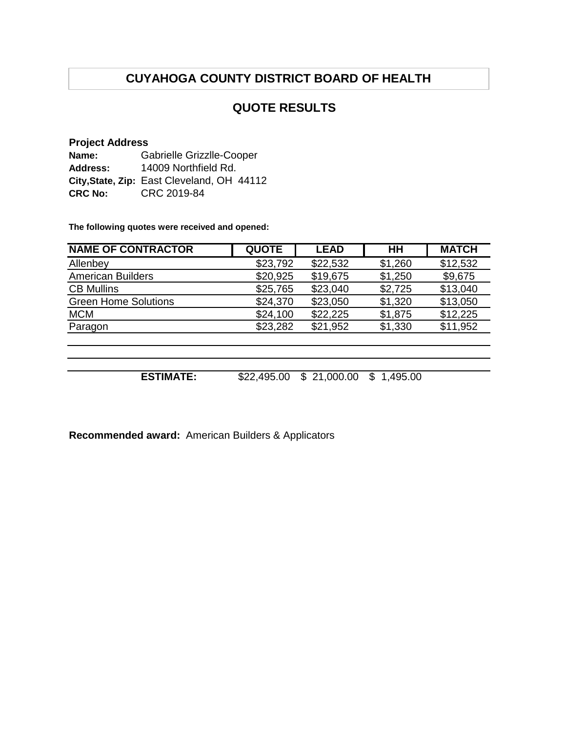# CUYAHOGA COUNTY DISTRICT BOARD OF HEALTH

## QUOTE RESULTS

**Project Address**

**Name:** Gabrielle Grizzlle-Cooper
**Address:** 14009 Northfield Rd.
**City,State, Zip:** East Cleveland, OH 44112
**CRC No:** CRC 2019-84

**The following quotes were received and opened:**

| NAME OF CONTRACTOR | QUOTE | LEAD | HH | MATCH |
|---|---|---|---|---|
| Allenbey | $23,792 | $22,532 | $1,260 | $12,532 |
| American Builders | $20,925 | $19,675 | $1,250 | $9,675 |
| CB Mullins | $25,765 | $23,040 | $2,725 | $13,040 |
| Green Home Solutions | $24,370 | $23,050 | $1,320 | $13,050 |
| MCM | $24,100 | $22,225 | $1,875 | $12,225 |
| Paragon | $23,282 | $21,952 | $1,330 | $11,952 |
| | | | | |
| | | | | |
| **ESTIMATE:** | $22,495.00 | $ 21,000.00 | $ 1,495.00 | |

**Recommended award:** American Builders & Applicators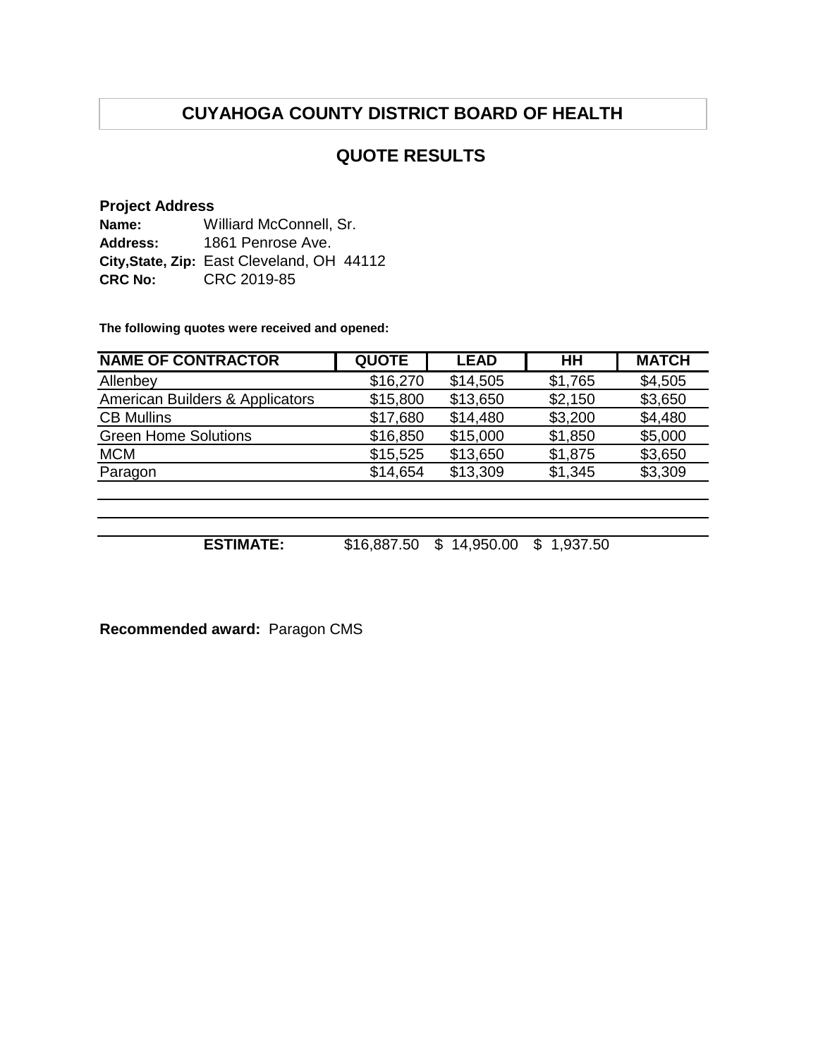# CUYAHOGA COUNTY DISTRICT BOARD OF HEALTH

## QUOTE RESULTS

**Project Address**
**Name:** Williard McConnell, Sr.
**Address:** 1861 Penrose Ave.
**City,State, Zip:** East Cleveland, OH 44112
**CRC No:** CRC 2019-85

**The following quotes were received and opened:**

| NAME OF CONTRACTOR | QUOTE | LEAD | HH | MATCH |
|---|---|---|---|---|
| Allenbey | $16,270 | $14,505 | $1,765 | $4,505 |
| American Builders & Applicators | $15,800 | $13,650 | $2,150 | $3,650 |
| CB Mullins | $17,680 | $14,480 | $3,200 | $4,480 |
| Green Home Solutions | $16,850 | $15,000 | $1,850 | $5,000 |
| MCM | $15,525 | $13,650 | $1,875 | $3,650 |
| Paragon | $14,654 | $13,309 | $1,345 | $3,309 |
| | | | | |
| | | | | |
| **ESTIMATE:** | $16,887.50 | $ 14,950.00 | $ 1,937.50 | |

**Recommended award:** Paragon CMS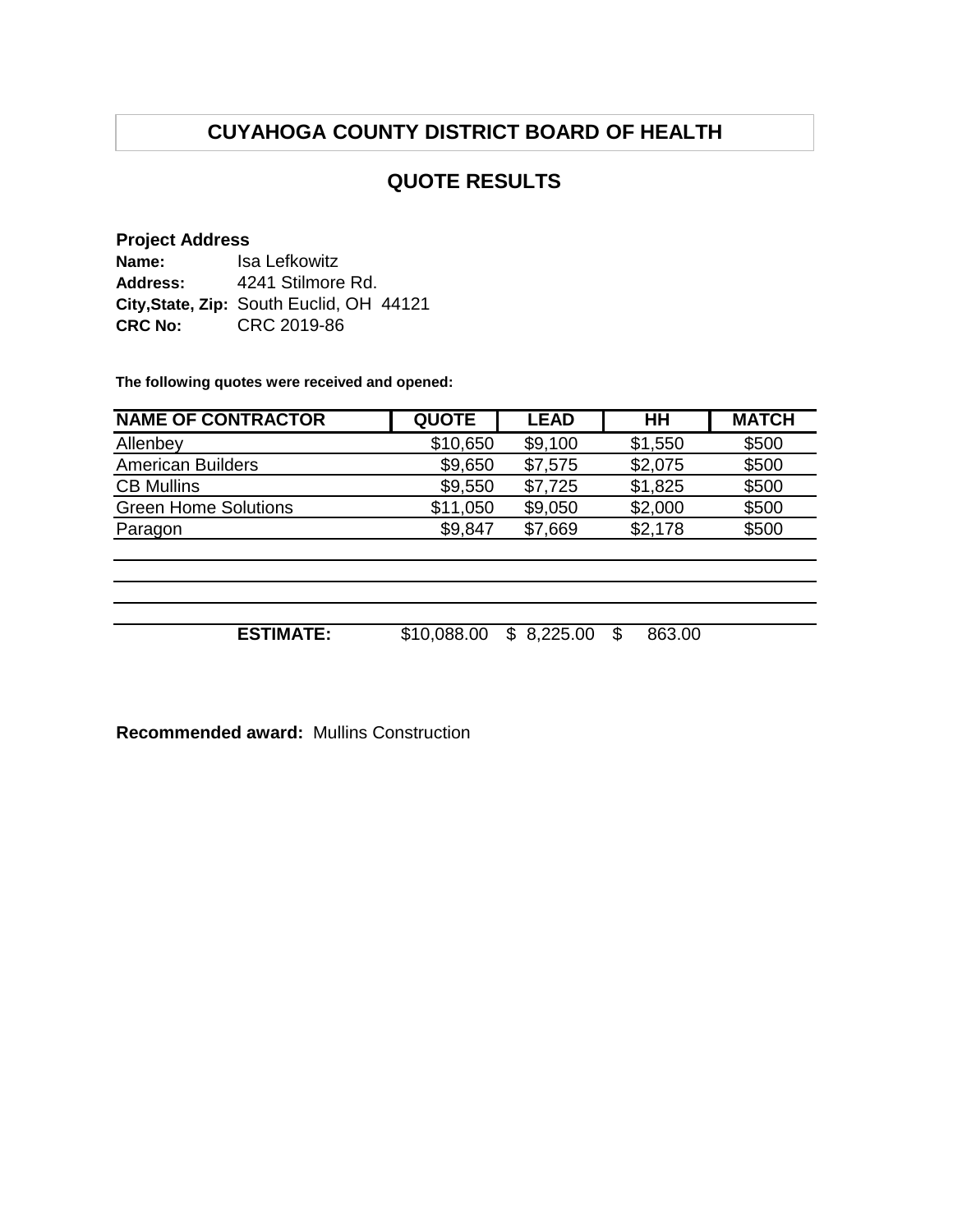# CUYAHOGA COUNTY DISTRICT BOARD OF HEALTH

## QUOTE RESULTS

**Project Address**
**Name:** Isa Lefkowitz
**Address:** 4241 Stilmore Rd.
**City,State, Zip:** South Euclid, OH 44121
**CRC No:** CRC 2019-86

**The following quotes were received and opened:**

| NAME OF CONTRACTOR | QUOTE | LEAD | HH | MATCH |
|---|---|---|---|---|
| Allenbey | $10,650 | $9,100 | $1,550 | $500 |
| American Builders | $9,650 | $7,575 | $2,075 | $500 |
| CB Mullins | $9,550 | $7,725 | $1,825 | $500 |
| Green Home Solutions | $11,050 | $9,050 | $2,000 | $500 |
| Paragon | $9,847 | $7,669 | $2,178 | $500 |
| | | | | |
| | | | | |
| | | | | |
| **ESTIMATE:** | $10,088.00 | $ 8,225.00 | $ 863.00 | |

**Recommended award:** Mullins Construction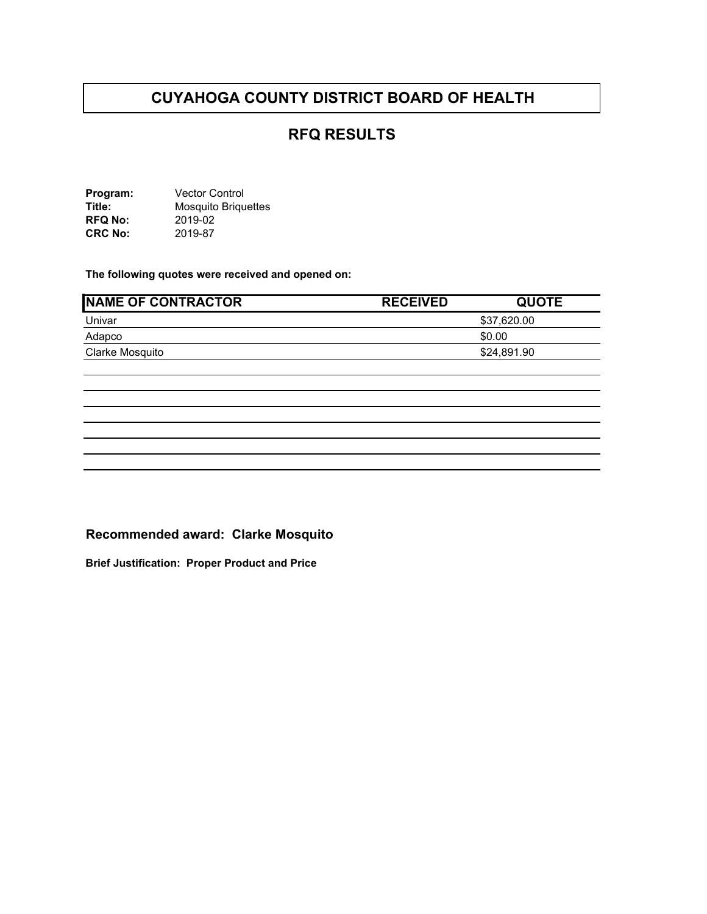# CUYAHOGA COUNTY DISTRICT BOARD OF HEALTH

## RFQ RESULTS

**Program:** Vector Control
**Title:** Mosquito Briquettes
**RFQ No:** 2019-02
**CRC No:** 2019-87

**The following quotes were received and opened on:**

| NAME OF CONTRACTOR | RECEIVED | QUOTE |
|---|---|---|
| Univar | | $37,620.00 |
| Adapco | | $0.00 |
| Clarke Mosquito | | $24,891.90 |

**Recommended award: Clarke Mosquito**

**Brief Justification: Proper Product and Price**